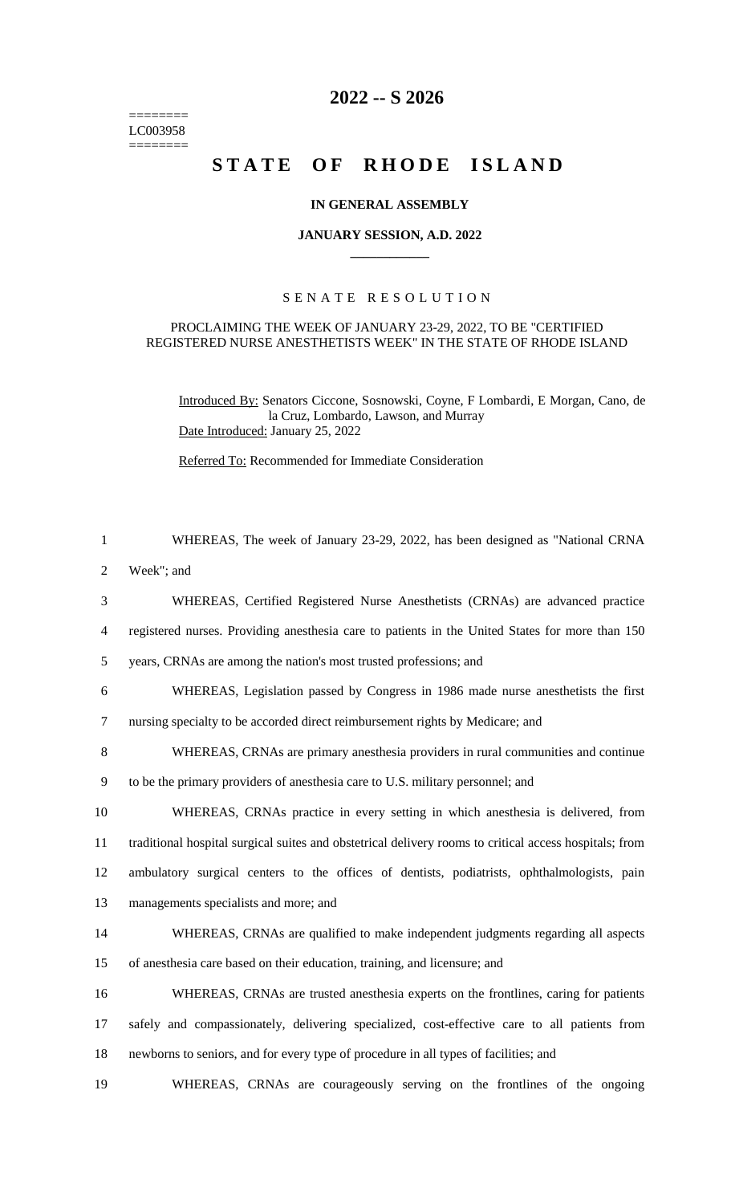========
LC003958
========

# 2022 -- S 2026

# STATE OF RHODE ISLAND

### IN GENERAL ASSEMBLY

### JANUARY SESSION, A.D. 2022

---

SENATE RESOLUTION

PROCLAIMING THE WEEK OF JANUARY 23-29, 2022, TO BE "CERTIFIED REGISTERED NURSE ANESTHETISTS WEEK" IN THE STATE OF RHODE ISLAND

Introduced By: Senators Ciccone, Sosnowski, Coyne, F Lombardi, E Morgan, Cano, de la Cruz, Lombardo, Lawson, and Murray

Date Introduced: January 25, 2022

Referred To: Recommended for Immediate Consideration

1 WHEREAS, The week of January 23-29, 2022, has been designed as "National CRNA
2 Week"; and

3 WHEREAS, Certified Registered Nurse Anesthetists (CRNAs) are advanced practice
4 registered nurses. Providing anesthesia care to patients in the United States for more than 150
5 years, CRNAs are among the nation's most trusted professions; and

6 WHEREAS, Legislation passed by Congress in 1986 made nurse anesthetists the first
7 nursing specialty to be accorded direct reimbursement rights by Medicare; and

8 WHEREAS, CRNAs are primary anesthesia providers in rural communities and continue
9 to be the primary providers of anesthesia care to U.S. military personnel; and

10 WHEREAS, CRNAs practice in every setting in which anesthesia is delivered, from
11 traditional hospital surgical suites and obstetrical delivery rooms to critical access hospitals; from
12 ambulatory surgical centers to the offices of dentists, podiatrists, ophthalmologists, pain
13 managements specialists and more; and

14 WHEREAS, CRNAs are qualified to make independent judgments regarding all aspects
15 of anesthesia care based on their education, training, and licensure; and

16 WHEREAS, CRNAs are trusted anesthesia experts on the frontlines, caring for patients
17 safely and compassionately, delivering specialized, cost-effective care to all patients from
18 newborns to seniors, and for every type of procedure in all types of facilities; and

19 WHEREAS, CRNAs are courageously serving on the frontlines of the ongoing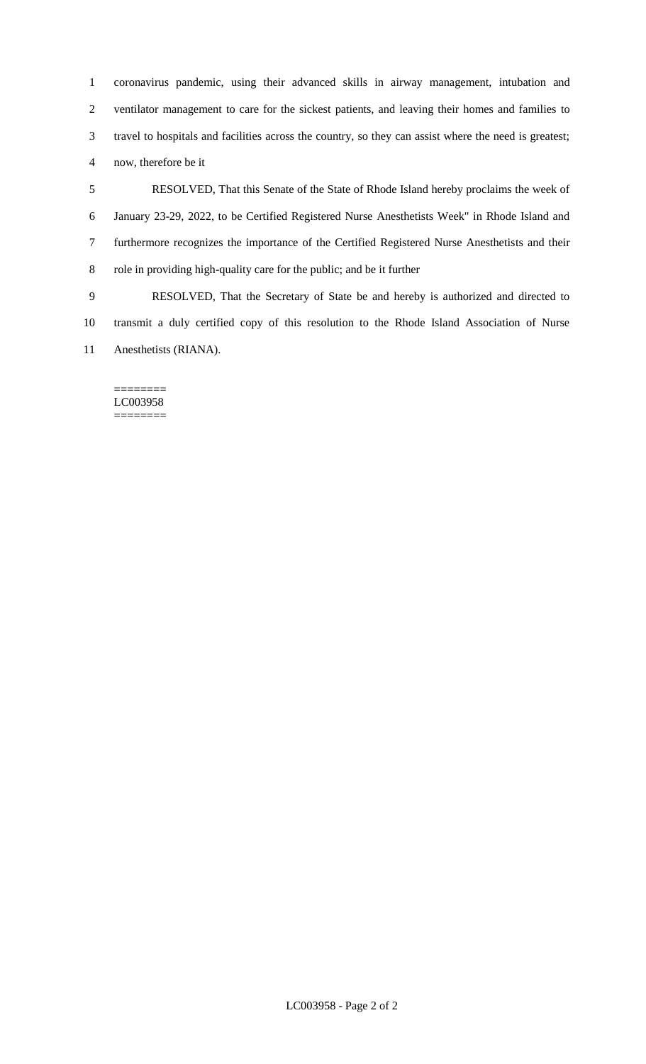coronavirus pandemic, using their advanced skills in airway management, intubation and ventilator management to care for the sickest patients, and leaving their homes and families to travel to hospitals and facilities across the country, so they can assist where the need is greatest; now, therefore be it

RESOLVED, That this Senate of the State of Rhode Island hereby proclaims the week of January 23-29, 2022, to be Certified Registered Nurse Anesthetists Week" in Rhode Island and furthermore recognizes the importance of the Certified Registered Nurse Anesthetists and their role in providing high-quality care for the public; and be it further

RESOLVED, That the Secretary of State be and hereby is authorized and directed to transmit a duly certified copy of this resolution to the Rhode Island Association of Nurse Anesthetists (RIANA).

========
LC003958
========